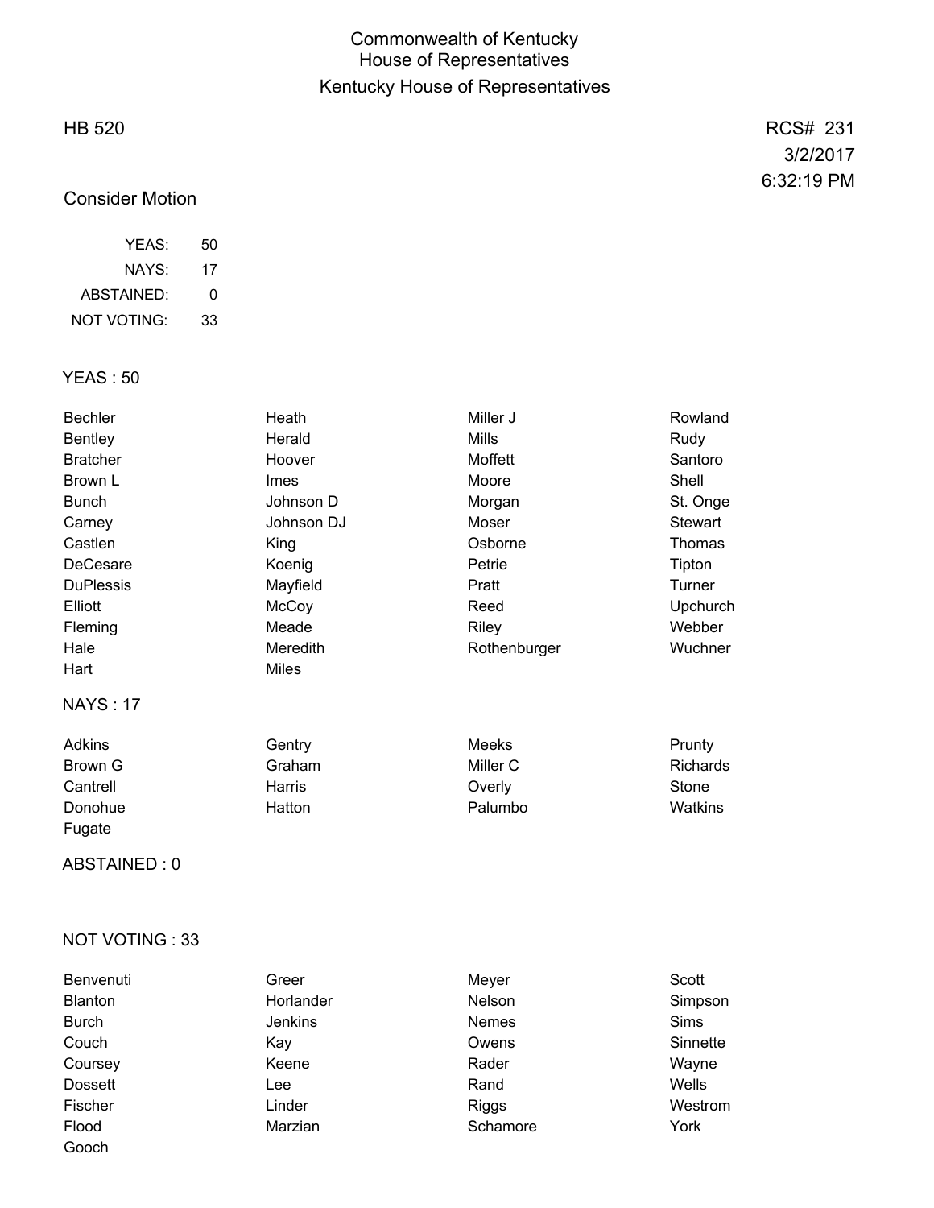# Commonwealth of Kentucky
## House of Representatives
## Kentucky House of Representatives

HB 520

RCS# 231
3/2/2017
6:32:19 PM

Consider Motion

| | |
|---|---|
| YEAS: | 50 |
| NAYS: | 17 |
| ABSTAINED: | 0 |
| NOT VOTING: | 33 |

### YEAS : 50

| | | | |
|---|---|---|---|
| Bechler | Heath | Miller J | Rowland |
| Bentley | Herald | Mills | Rudy |
| Bratcher | Hoover | Moffett | Santoro |
| Brown L | Imes | Moore | Shell |
| Bunch | Johnson D | Morgan | St. Onge |
| Carney | Johnson DJ | Moser | Stewart |
| Castlen | King | Osborne | Thomas |
| DeCesare | Koenig | Petrie | Tipton |
| DuPlessis | Mayfield | Pratt | Turner |
| Elliott | McCoy | Reed | Upchurch |
| Fleming | Meade | Riley | Webber |
| Hale | Meredith | Rothenburger | Wuchner |
| Hart | Miles | | |

### NAYS : 17

| | | | |
|---|---|---|---|
| Adkins | Gentry | Meeks | Prunty |
| Brown G | Graham | Miller C | Richards |
| Cantrell | Harris | Overly | Stone |
| Donohue | Hatton | Palumbo | Watkins |
| Fugate | | | |

### ABSTAINED : 0

### NOT VOTING : 33

| | | | |
|---|---|---|---|
| Benvenuti | Greer | Meyer | Scott |
| Blanton | Horlander | Nelson | Simpson |
| Burch | Jenkins | Nemes | Sims |
| Couch | Kay | Owens | Sinnette |
| Coursey | Keene | Rader | Wayne |
| Dossett | Lee | Rand | Wells |
| Fischer | Linder | Riggs | Westrom |
| Flood | Marzian | Schamore | York |
| Gooch | | | |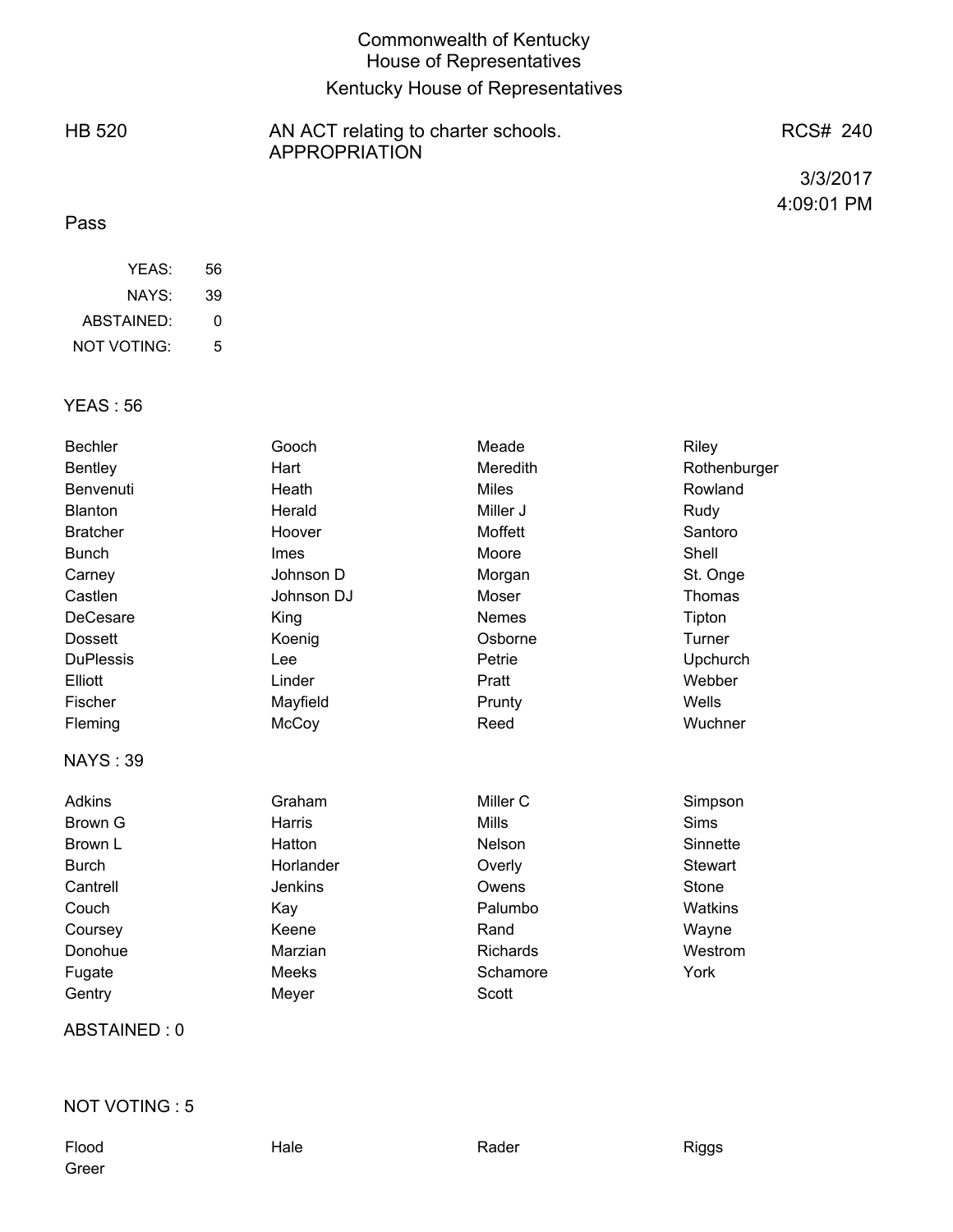# Commonwealth of Kentucky
## House of Representatives
## Kentucky House of Representatives

| HB 520 | AN ACT relating to charter schools. APPROPRIATION | RCS# 240 |
|---|---|---|
| | | 3/3/2017 4:09:01 PM |

**Pass**

| | |
|---|---|
| YEAS: | 56 |
| NAYS: | 39 |
| ABSTAINED: | 0 |
| NOT VOTING: | 5 |

### YEAS : 56

| | | | |
|---|---|---|---|
| Bechler | Gooch | Meade | Riley |
| Bentley | Hart | Meredith | Rothenburger |
| Benvenuti | Heath | Miles | Rowland |
| Blanton | Herald | Miller J | Rudy |
| Bratcher | Hoover | Moffett | Santoro |
| Bunch | Imes | Moore | Shell |
| Carney | Johnson D | Morgan | St. Onge |
| Castlen | Johnson DJ | Moser | Thomas |
| DeCesare | King | Nemes | Tipton |
| Dossett | Koenig | Osborne | Turner |
| DuPlessis | Lee | Petrie | Upchurch |
| Elliott | Linder | Pratt | Webber |
| Fischer | Mayfield | Prunty | Wells |
| Fleming | McCoy | Reed | Wuchner |

### NAYS : 39

| | | | |
|---|---|---|---|
| Adkins | Graham | Miller C | Simpson |
| Brown G | Harris | Mills | Sims |
| Brown L | Hatton | Nelson | Sinnette |
| Burch | Horlander | Overly | Stewart |
| Cantrell | Jenkins | Owens | Stone |
| Couch | Kay | Palumbo | Watkins |
| Coursey | Keene | Rand | Wayne |
| Donohue | Marzian | Richards | Westrom |
| Fugate | Meeks | Schamore | York |
| Gentry | Meyer | Scott | |

### ABSTAINED : 0

### NOT VOTING : 5

| | | | |
|---|---|---|---|
| Flood | Hale | Rader | Riggs |
| Greer | | | |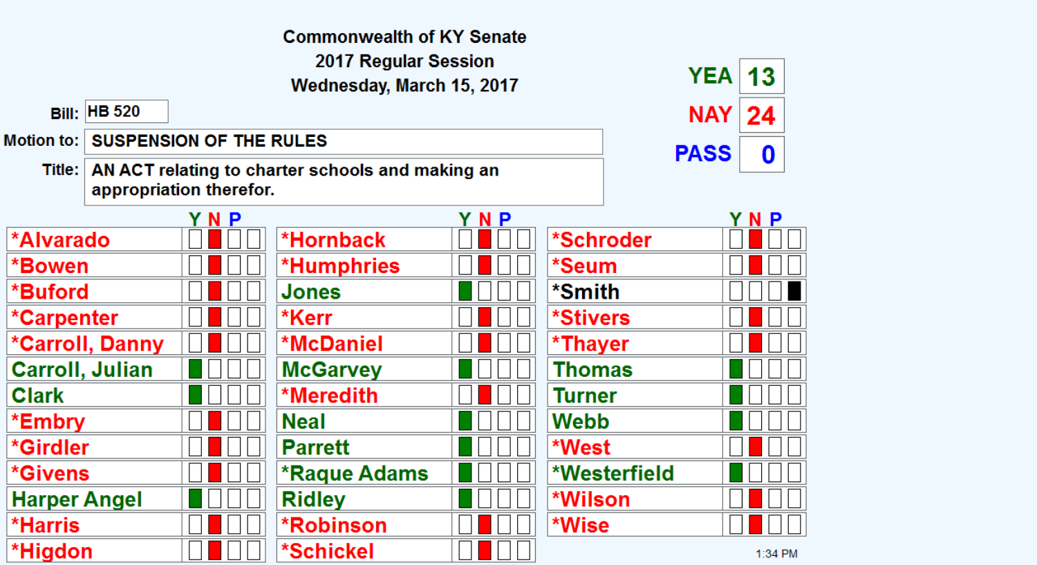**Commonwealth of KY Senate**
**2017 Regular Session**
**Wednesday, March 15, 2017**

**Bill:** HB 520

**Motion to:** SUSPENSION OF THE RULES

**Title:** AN ACT relating to charter schools and making an appropriation therefor.

| | |
|---|---|
| YEA | 13 |
| NAY | 24 |
| PASS | 0 |

| Senator | Y | N | P | |
|---|---|---|---|---|
| *Alvarado | | X | | |
| *Bowen | | X | | |
| *Buford | | X | | |
| *Carpenter | | X | | |
| *Carroll, Danny | | X | | |
| Carroll, Julian | X | | | |
| Clark | X | | | |
| *Embry | | X | | |
| *Girdler | | X | | |
| *Givens | | X | | |
| Harper Angel | X | | | |
| *Harris | | X | | |
| *Higdon | | X | | |
| *Hornback | | X | | |
| *Humphries | | X | | |
| Jones | X | | | |
| *Kerr | | X | | |
| *McDaniel | | X | | |
| McGarvey | X | | | |
| *Meredith | | X | | |
| Neal | X | | | |
| Parrett | X | | | |
| *Raque Adams | X | | | |
| Ridley | X | | | |
| *Robinson | | X | | |
| *Schickel | | X | | |
| *Schroder | | X | | |
| *Seum | | X | | |
| *Smith | | | | X |
| *Stivers | | X | | |
| *Thayer | | X | | |
| Thomas | X | | | |
| Turner | X | | | |
| Webb | X | | | |
| *West | | X | | |
| *Westerfield | X | | | |
| *Wilson | | X | | |
| *Wise | | X | | |

1:34 PM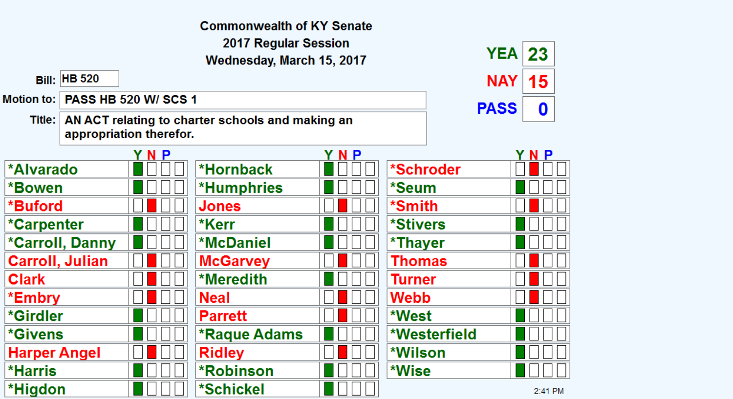# Commonwealth of KY Senate
## 2017 Regular Session
### Wednesday, March 15, 2017

**Bill:** HB 520

**Motion to:** PASS HB 520 W/ SCS 1

**Title:** AN ACT relating to charter schools and making an appropriation therefor.

| | |
|---|---|
| YEA | 23 |
| NAY | 15 |
| PASS | 0 |

| Name | Y | N | P | | Name | Y | N | P | | Name | Y | N | P | |
|---|---|---|---|---|---|---|---|---|---|---|---|---|---|---|
| *Alvarado | ■ | | | | *Hornback | ■ | | | | *Schroder | | ■ | | |
| *Bowen | ■ | | | | *Humphries | ■ | | | | *Seum | ■ | | | |
| *Buford | | ■ | | | Jones | | ■ | | | *Smith | | ■ | | |
| *Carpenter | ■ | | | | *Kerr | ■ | | | | *Stivers | ■ | | | |
| *Carroll, Danny | ■ | | | | *McDaniel | ■ | | | | *Thayer | ■ | | | |
| Carroll, Julian | | ■ | | | McGarvey | | ■ | | | Thomas | | ■ | | |
| Clark | | ■ | | | *Meredith | ■ | | | | Turner | | ■ | | |
| *Embry | | ■ | | | Neal | | ■ | | | Webb | | ■ | | |
| *Girdler | ■ | | | | Parrett | | ■ | | | *West | ■ | | | |
| *Givens | ■ | | | | *Raque Adams | ■ | | | | *Westerfield | ■ | | | |
| Harper Angel | | ■ | | | Ridley | | ■ | | | *Wilson | ■ | | | |
| *Harris | ■ | | | | *Robinson | ■ | | | | *Wise | ■ | | | |
| *Higdon | ■ | | | | *Schickel | ■ | | | | | | | | |

2:41 PM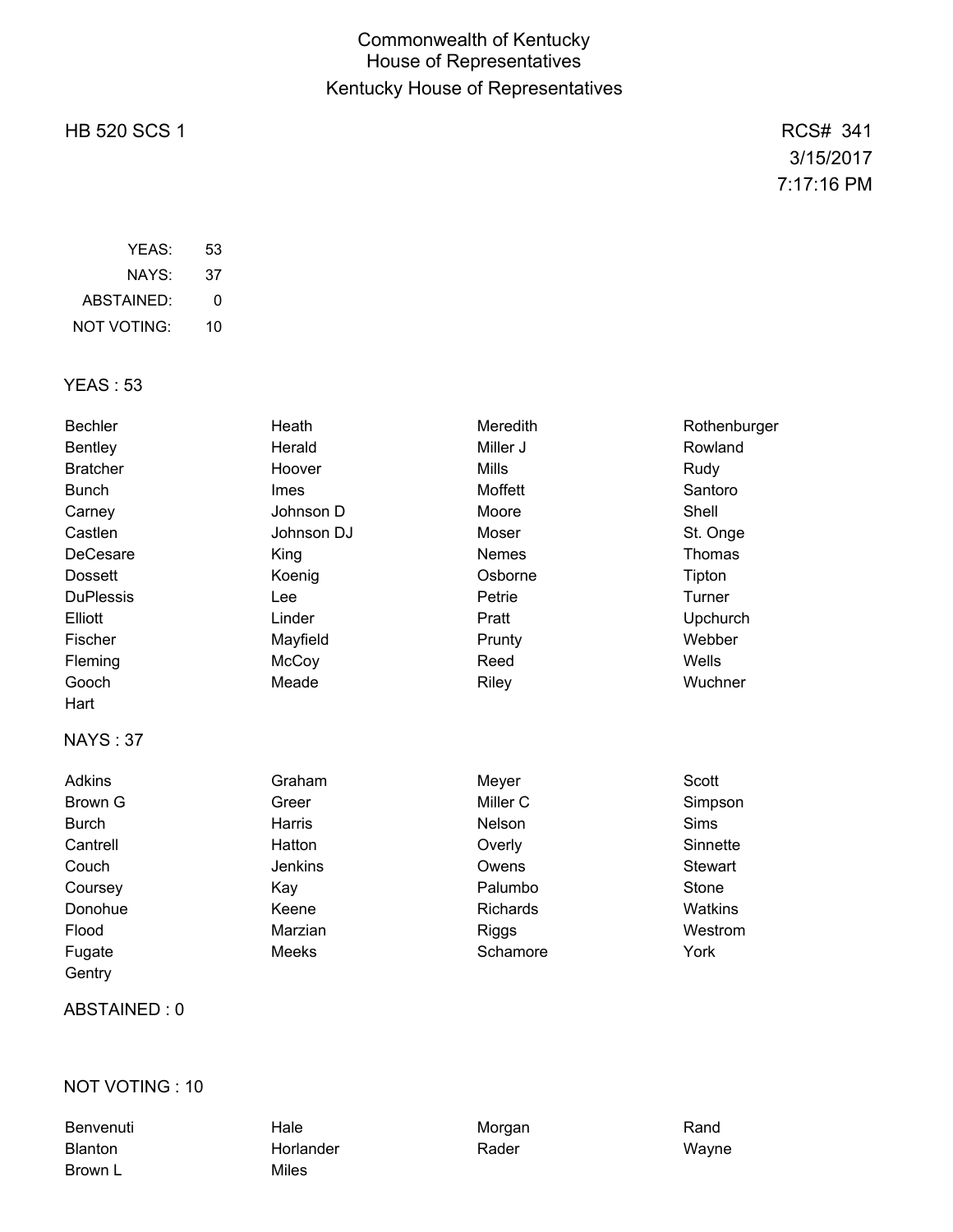# Commonwealth of Kentucky
## House of Representatives
## Kentucky House of Representatives

HB 520 SCS 1

RCS# 341
3/15/2017
7:17:16 PM

| | |
|---|---|
| YEAS: | 53 |
| NAYS: | 37 |
| ABSTAINED: | 0 |
| NOT VOTING: | 10 |

### YEAS : 53

| | | | |
|---|---|---|---|
| Bechler | Heath | Meredith | Rothenburger |
| Bentley | Herald | Miller J | Rowland |
| Bratcher | Hoover | Mills | Rudy |
| Bunch | Imes | Moffett | Santoro |
| Carney | Johnson D | Moore | Shell |
| Castlen | Johnson DJ | Moser | St. Onge |
| DeCesare | King | Nemes | Thomas |
| Dossett | Koenig | Osborne | Tipton |
| DuPlessis | Lee | Petrie | Turner |
| Elliott | Linder | Pratt | Upchurch |
| Fischer | Mayfield | Prunty | Webber |
| Fleming | McCoy | Reed | Wells |
| Gooch | Meade | Riley | Wuchner |
| Hart | | | |

### NAYS : 37

| | | | |
|---|---|---|---|
| Adkins | Graham | Meyer | Scott |
| Brown G | Greer | Miller C | Simpson |
| Burch | Harris | Nelson | Sims |
| Cantrell | Hatton | Overly | Sinnette |
| Couch | Jenkins | Owens | Stewart |
| Coursey | Kay | Palumbo | Stone |
| Donohue | Keene | Richards | Watkins |
| Flood | Marzian | Riggs | Westrom |
| Fugate | Meeks | Schamore | York |
| Gentry | | | |

### ABSTAINED : 0

### NOT VOTING : 10

| | | | |
|---|---|---|---|
| Benvenuti | Hale | Morgan | Rand |
| Blanton | Horlander | Rader | Wayne |
| Brown L | Miles | | |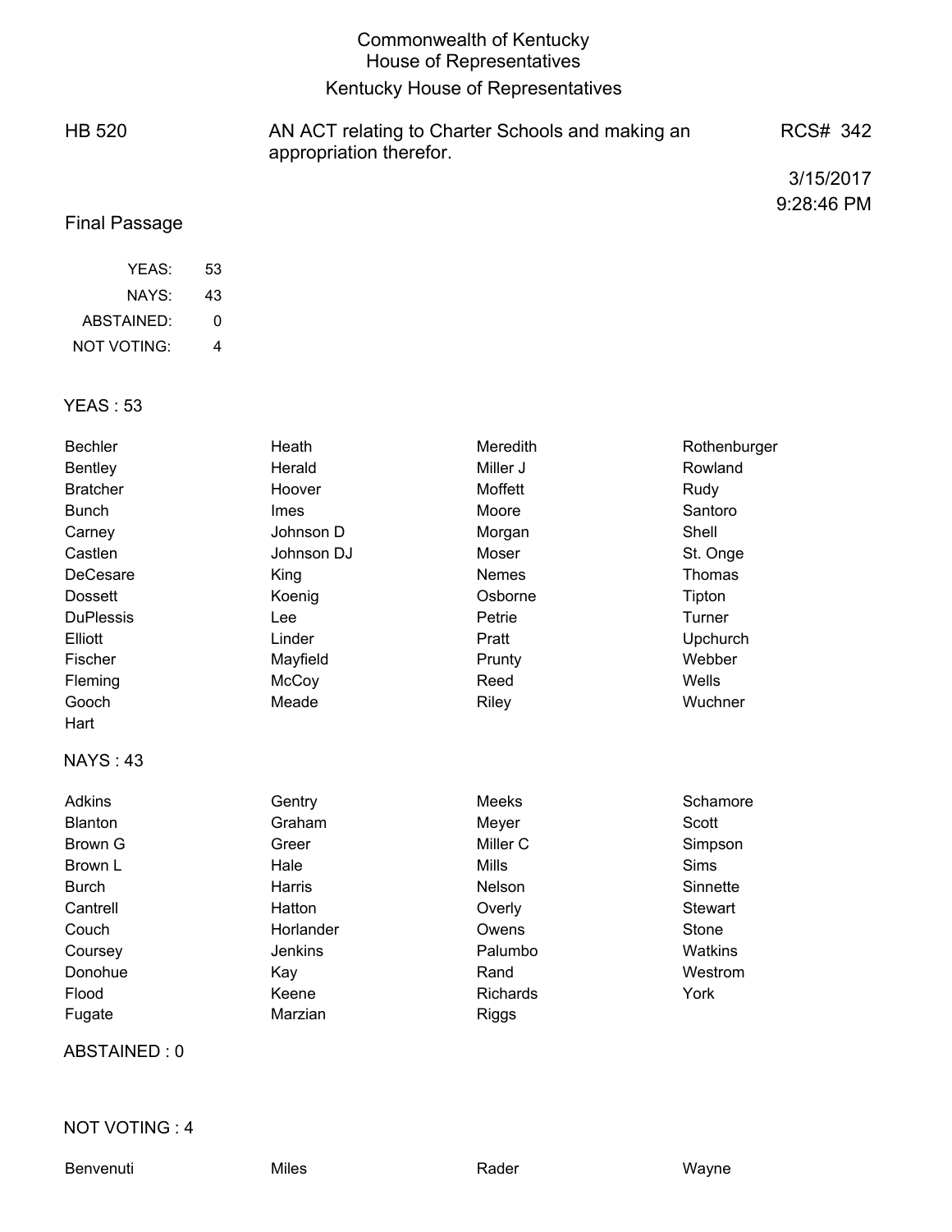# Commonwealth of Kentucky
## House of Representatives
## Kentucky House of Representatives

| | | |
|---|---|---|
| HB 520 | AN ACT relating to Charter Schools and making an appropriation therefor. | RCS# 342 |
| | | 3/15/2017 |
| | | 9:28:46 PM |

Final Passage

| | |
|---|---|
| YEAS: | 53 |
| NAYS: | 43 |
| ABSTAINED: | 0 |
| NOT VOTING: | 4 |

### YEAS : 53

| | | | |
|---|---|---|---|
| Bechler | Heath | Meredith | Rothenburger |
| Bentley | Herald | Miller J | Rowland |
| Bratcher | Hoover | Moffett | Rudy |
| Bunch | Imes | Moore | Santoro |
| Carney | Johnson D | Morgan | Shell |
| Castlen | Johnson DJ | Moser | St. Onge |
| DeCesare | King | Nemes | Thomas |
| Dossett | Koenig | Osborne | Tipton |
| DuPlessis | Lee | Petrie | Turner |
| Elliott | Linder | Pratt | Upchurch |
| Fischer | Mayfield | Prunty | Webber |
| Fleming | McCoy | Reed | Wells |
| Gooch | Meade | Riley | Wuchner |
| Hart | | | |

### NAYS : 43

| | | | |
|---|---|---|---|
| Adkins | Gentry | Meeks | Schamore |
| Blanton | Graham | Meyer | Scott |
| Brown G | Greer | Miller C | Simpson |
| Brown L | Hale | Mills | Sims |
| Burch | Harris | Nelson | Sinnette |
| Cantrell | Hatton | Overly | Stewart |
| Couch | Horlander | Owens | Stone |
| Coursey | Jenkins | Palumbo | Watkins |
| Donohue | Kay | Rand | Westrom |
| Flood | Keene | Richards | York |
| Fugate | Marzian | Riggs | |

### ABSTAINED : 0

### NOT VOTING : 4

| | | | |
|---|---|---|---|
| Benvenuti | Miles | Rader | Wayne |